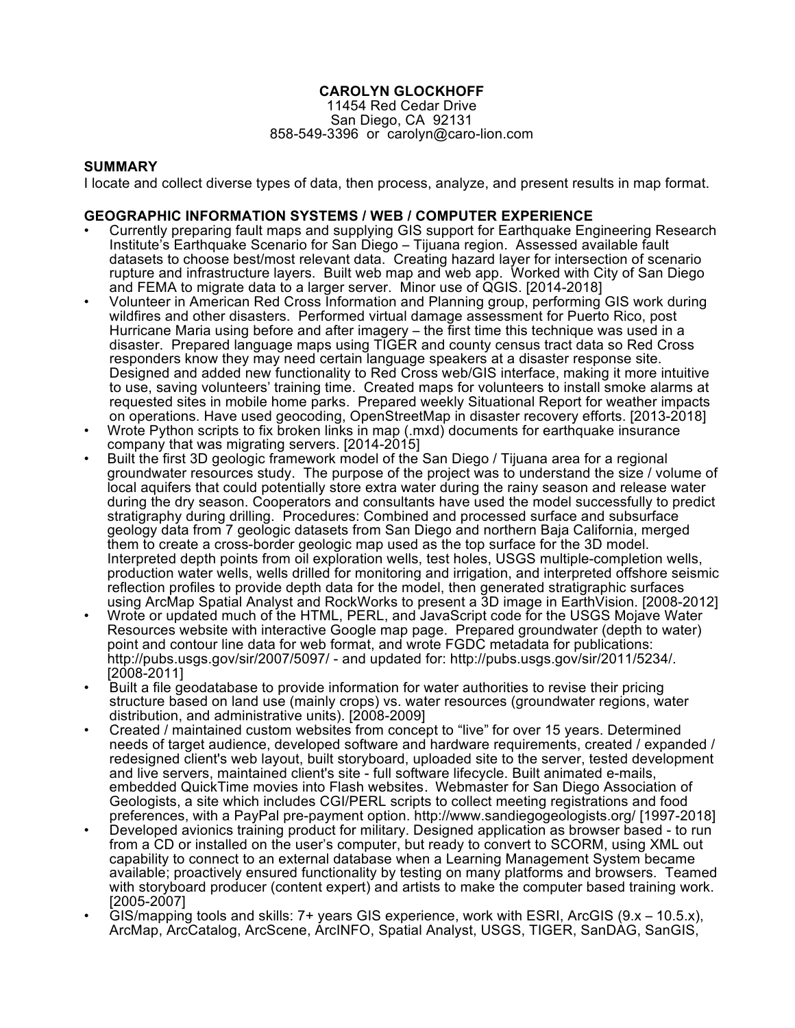**CAROLYN GLOCKHOFF**
11454 Red Cedar Drive
San Diego, CA 92131
858-549-3396 or carolyn@caro-lion.com

## SUMMARY

I locate and collect diverse types of data, then process, analyze, and present results in map format.

## GEOGRAPHIC INFORMATION SYSTEMS / WEB / COMPUTER EXPERIENCE

- Currently preparing fault maps and supplying GIS support for Earthquake Engineering Research Institute's Earthquake Scenario for San Diego – Tijuana region. Assessed available fault datasets to choose best/most relevant data. Creating hazard layer for intersection of scenario rupture and infrastructure layers. Built web map and web app. Worked with City of San Diego and FEMA to migrate data to a larger server. Minor use of QGIS. [2014-2018]
- Volunteer in American Red Cross Information and Planning group, performing GIS work during wildfires and other disasters. Performed virtual damage assessment for Puerto Rico, post Hurricane Maria using before and after imagery – the first time this technique was used in a disaster. Prepared language maps using TIGER and county census tract data so Red Cross responders know they may need certain language speakers at a disaster response site. Designed and added new functionality to Red Cross web/GIS interface, making it more intuitive to use, saving volunteers' training time. Created maps for volunteers to install smoke alarms at requested sites in mobile home parks. Prepared weekly Situational Report for weather impacts on operations. Have used geocoding, OpenStreetMap in disaster recovery efforts. [2013-2018]
- Wrote Python scripts to fix broken links in map (.mxd) documents for earthquake insurance company that was migrating servers. [2014-2015]
- Built the first 3D geologic framework model of the San Diego / Tijuana area for a regional groundwater resources study. The purpose of the project was to understand the size / volume of local aquifers that could potentially store extra water during the rainy season and release water during the dry season. Cooperators and consultants have used the model successfully to predict stratigraphy during drilling. Procedures: Combined and processed surface and subsurface geology data from 7 geologic datasets from San Diego and northern Baja California, merged them to create a cross-border geologic map used as the top surface for the 3D model. Interpreted depth points from oil exploration wells, test holes, USGS multiple-completion wells, production water wells, wells drilled for monitoring and irrigation, and interpreted offshore seismic reflection profiles to provide depth data for the model, then generated stratigraphic surfaces using ArcMap Spatial Analyst and RockWorks to present a 3D image in EarthVision. [2008-2012]
- Wrote or updated much of the HTML, PERL, and JavaScript code for the USGS Mojave Water Resources website with interactive Google map page. Prepared groundwater (depth to water) point and contour line data for web format, and wrote FGDC metadata for publications: http://pubs.usgs.gov/sir/2007/5097/ - and updated for: http://pubs.usgs.gov/sir/2011/5234/. [2008-2011]
- Built a file geodatabase to provide information for water authorities to revise their pricing structure based on land use (mainly crops) vs. water resources (groundwater regions, water distribution, and administrative units). [2008-2009]
- Created / maintained custom websites from concept to "live" for over 15 years. Determined needs of target audience, developed software and hardware requirements, created / expanded / redesigned client's web layout, built storyboard, uploaded site to the server, tested development and live servers, maintained client's site - full software lifecycle. Built animated e-mails, embedded QuickTime movies into Flash websites. Webmaster for San Diego Association of Geologists, a site which includes CGI/PERL scripts to collect meeting registrations and food preferences, with a PayPal pre-payment option. http://www.sandiegogeologists.org/ [1997-2018]
- Developed avionics training product for military. Designed application as browser based - to run from a CD or installed on the user's computer, but ready to convert to SCORM, using XML out capability to connect to an external database when a Learning Management System became available; proactively ensured functionality by testing on many platforms and browsers. Teamed with storyboard producer (content expert) and artists to make the computer based training work. [2005-2007]
- GIS/mapping tools and skills: 7+ years GIS experience, work with ESRI, ArcGIS (9.x – 10.5.x), ArcMap, ArcCatalog, ArcScene, ArcINFO, Spatial Analyst, USGS, TIGER, SanDAG, SanGIS,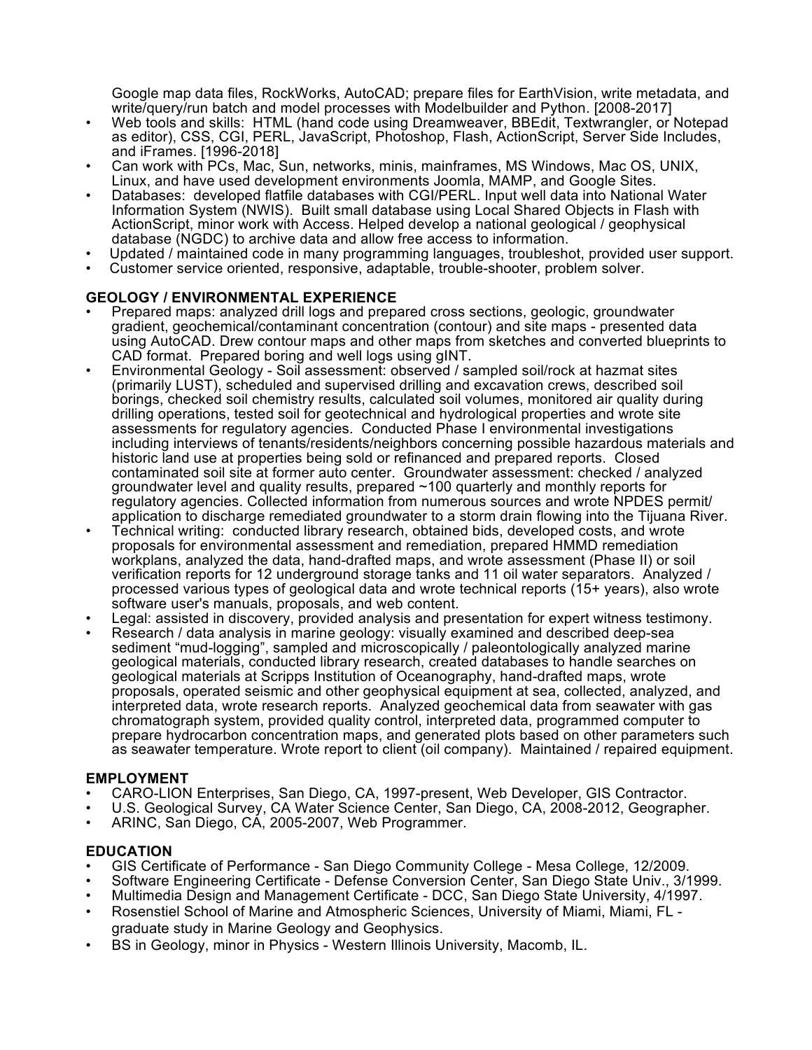Google map data files, RockWorks, AutoCAD; prepare files for EarthVision, write metadata, and write/query/run batch and model processes with Modelbuilder and Python. [2008-2017]

- Web tools and skills: HTML (hand code using Dreamweaver, BBEdit, Textwrangler, or Notepad as editor), CSS, CGI, PERL, JavaScript, Photoshop, Flash, ActionScript, Server Side Includes, and iFrames. [1996-2018]
- Can work with PCs, Mac, Sun, networks, minis, mainframes, MS Windows, Mac OS, UNIX, Linux, and have used development environments Joomla, MAMP, and Google Sites.
- Databases: developed flatfile databases with CGI/PERL. Input well data into National Water Information System (NWIS). Built small database using Local Shared Objects in Flash with ActionScript, minor work with Access. Helped develop a national geological / geophysical database (NGDC) to archive data and allow free access to information.
- Updated / maintained code in many programming languages, troubleshot, provided user support.
- Customer service oriented, responsive, adaptable, trouble-shooter, problem solver.

**GEOLOGY / ENVIRONMENTAL EXPERIENCE**

- Prepared maps: analyzed drill logs and prepared cross sections, geologic, groundwater gradient, geochemical/contaminant concentration (contour) and site maps - presented data using AutoCAD. Drew contour maps and other maps from sketches and converted blueprints to CAD format. Prepared boring and well logs using gINT.
- Environmental Geology - Soil assessment: observed / sampled soil/rock at hazmat sites (primarily LUST), scheduled and supervised drilling and excavation crews, described soil borings, checked soil chemistry results, calculated soil volumes, monitored air quality during drilling operations, tested soil for geotechnical and hydrological properties and wrote site assessments for regulatory agencies. Conducted Phase I environmental investigations including interviews of tenants/residents/neighbors concerning possible hazardous materials and historic land use at properties being sold or refinanced and prepared reports. Closed contaminated soil site at former auto center. Groundwater assessment: checked / analyzed groundwater level and quality results, prepared ~100 quarterly and monthly reports for regulatory agencies. Collected information from numerous sources and wrote NPDES permit/ application to discharge remediated groundwater to a storm drain flowing into the Tijuana River.
- Technical writing: conducted library research, obtained bids, developed costs, and wrote proposals for environmental assessment and remediation, prepared HMMD remediation workplans, analyzed the data, hand-drafted maps, and wrote assessment (Phase II) or soil verification reports for 12 underground storage tanks and 11 oil water separators. Analyzed / processed various types of geological data and wrote technical reports (15+ years), also wrote software user's manuals, proposals, and web content.
- Legal: assisted in discovery, provided analysis and presentation for expert witness testimony.
- Research / data analysis in marine geology: visually examined and described deep-sea sediment "mud-logging", sampled and microscopically / paleontologically analyzed marine geological materials, conducted library research, created databases to handle searches on geological materials at Scripps Institution of Oceanography, hand-drafted maps, wrote proposals, operated seismic and other geophysical equipment at sea, collected, analyzed, and interpreted data, wrote research reports. Analyzed geochemical data from seawater with gas chromatograph system, provided quality control, interpreted data, programmed computer to prepare hydrocarbon concentration maps, and generated plots based on other parameters such as seawater temperature. Wrote report to client (oil company). Maintained / repaired equipment.

**EMPLOYMENT**

- CARO-LION Enterprises, San Diego, CA, 1997-present, Web Developer, GIS Contractor.
- U.S. Geological Survey, CA Water Science Center, San Diego, CA, 2008-2012, Geographer.
- ARINC, San Diego, CA, 2005-2007, Web Programmer.

**EDUCATION**

- GIS Certificate of Performance - San Diego Community College - Mesa College, 12/2009.
- Software Engineering Certificate - Defense Conversion Center, San Diego State Univ., 3/1999.
- Multimedia Design and Management Certificate - DCC, San Diego State University, 4/1997.
- Rosenstiel School of Marine and Atmospheric Sciences, University of Miami, Miami, FL - graduate study in Marine Geology and Geophysics.
- BS in Geology, minor in Physics - Western Illinois University, Macomb, IL.